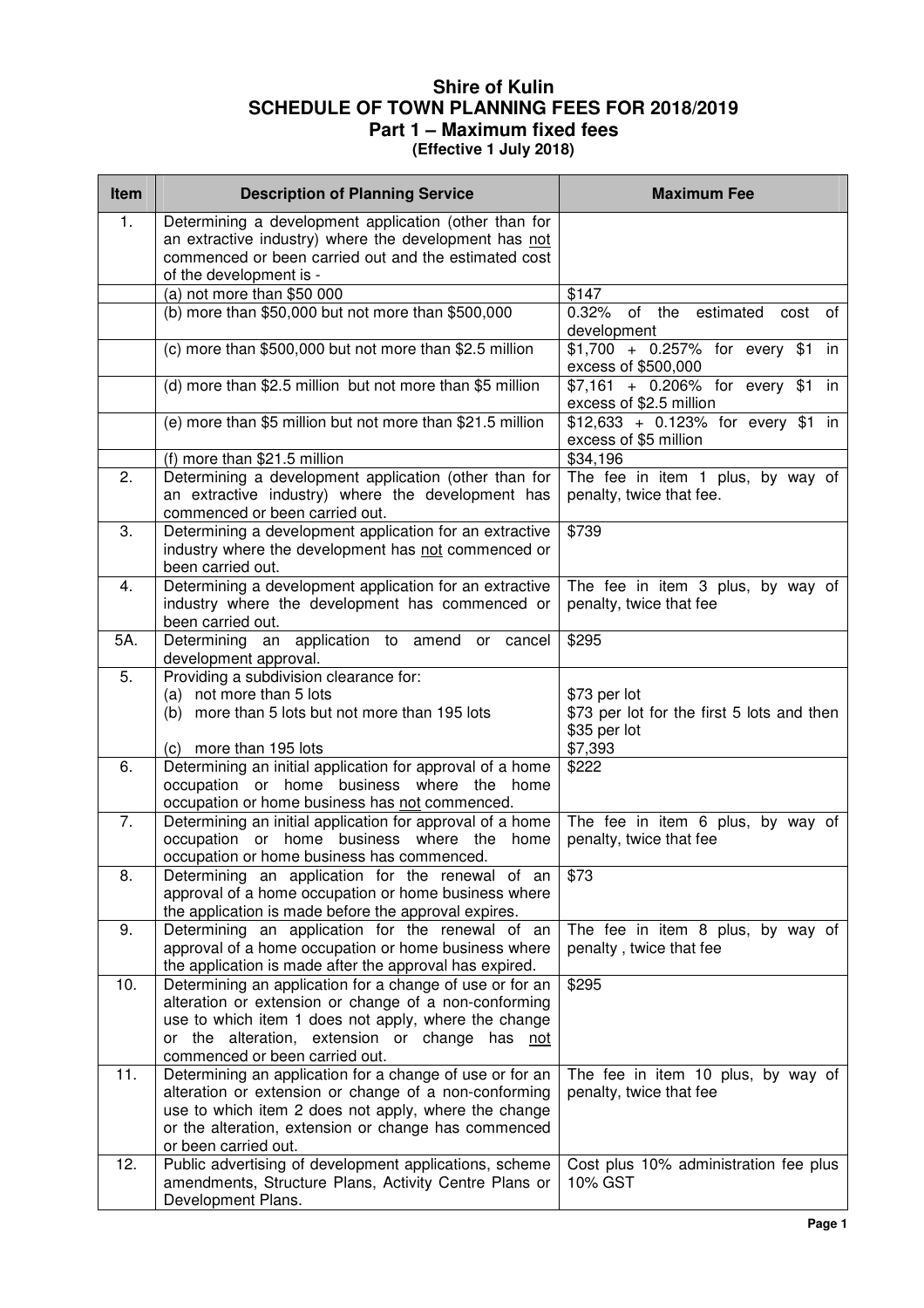# Shire of Kulin
## SCHEDULE OF TOWN PLANNING FEES FOR 2018/2019
### Part 1 – Maximum fixed fees
**(Effective 1 July 2018)**

| Item | Description of Planning Service | Maximum Fee |
|---|---|---|
| 1. | Determining a development application (other than for an extractive industry) where the development has <u>not</u> commenced or been carried out and the estimated cost of the development is - | |
| | (a) not more than $50 000 | $147 |
| | (b) more than $50,000 but not more than $500,000 | 0.32% of the estimated cost of development |
| | (c) more than $500,000 but not more than $2.5 million | $1,700 + 0.257% for every $1 in excess of $500,000 |
| | (d) more than $2.5 million but not more than $5 million | $7,161 + 0.206% for every $1 in excess of $2.5 million |
| | (e) more than $5 million but not more than $21.5 million | $12,633 + 0.123% for every $1 in excess of $5 million |
| | (f) more than $21.5 million | $34,196 |
| 2. | Determining a development application (other than for an extractive industry) where the development has commenced or been carried out. | The fee in item 1 plus, by way of penalty, twice that fee. |
| 3. | Determining a development application for an extractive industry where the development has <u>not</u> commenced or been carried out. | $739 |
| 4. | Determining a development application for an extractive industry where the development has commenced or been carried out. | The fee in item 3 plus, by way of penalty, twice that fee |
| 5A. | Determining an application to amend or cancel development approval. | $295 |
| 5. | Providing a subdivision clearance for:<br>(a) not more than 5 lots<br>(b) more than 5 lots but not more than 195 lots<br>(c) more than 195 lots | <br>$73 per lot<br>$73 per lot for the first 5 lots and then $35 per lot<br>$7,393 |
| 6. | Determining an initial application for approval of a home occupation or home business where the home occupation or home business has <u>not</u> commenced. | $222 |
| 7. | Determining an initial application for approval of a home occupation or home business where the home occupation or home business has commenced. | The fee in item 6 plus, by way of penalty, twice that fee |
| 8. | Determining an application for the renewal of an approval of a home occupation or home business where the application is made before the approval expires. | $73 |
| 9. | Determining an application for the renewal of an approval of a home occupation or home business where the application is made after the approval has expired. | The fee in item 8 plus, by way of penalty , twice that fee |
| 10. | Determining an application for a change of use or for an alteration or extension or change of a non-conforming use to which item 1 does not apply, where the change or the alteration, extension or change has <u>not</u> commenced or been carried out. | $295 |
| 11. | Determining an application for a change of use or for an alteration or extension or change of a non-conforming use to which item 2 does not apply, where the change or the alteration, extension or change has commenced or been carried out. | The fee in item 10 plus, by way of penalty, twice that fee |
| 12. | Public advertising of development applications, scheme amendments, Structure Plans, Activity Centre Plans or Development Plans. | Cost plus 10% administration fee plus 10% GST |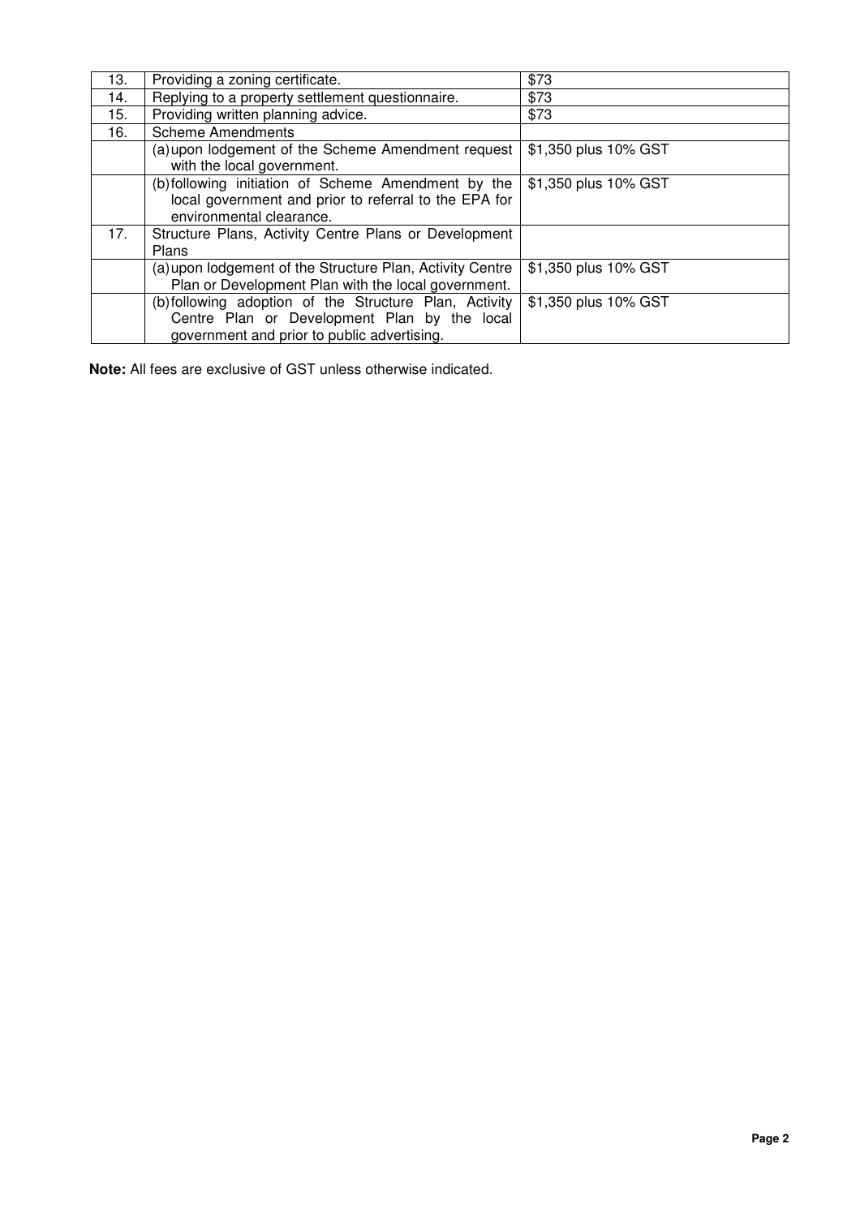| | | |
|---|---|---|
| 13. | Providing a zoning certificate. | $73 |
| 14. | Replying to a property settlement questionnaire. | $73 |
| 15. | Providing written planning advice. | $73 |
| 16. | Scheme Amendments | |
| | (a) upon lodgement of the Scheme Amendment request with the local government. | $1,350 plus 10% GST |
| | (b) following initiation of Scheme Amendment by the local government and prior to referral to the EPA for environmental clearance. | $1,350 plus 10% GST |
| 17. | Structure Plans, Activity Centre Plans or Development Plans | |
| | (a) upon lodgement of the Structure Plan, Activity Centre Plan or Development Plan with the local government. | $1,350 plus 10% GST |
| | (b) following adoption of the Structure Plan, Activity Centre Plan or Development Plan by the local government and prior to public advertising. | $1,350 plus 10% GST |

**Note:** All fees are exclusive of GST unless otherwise indicated.